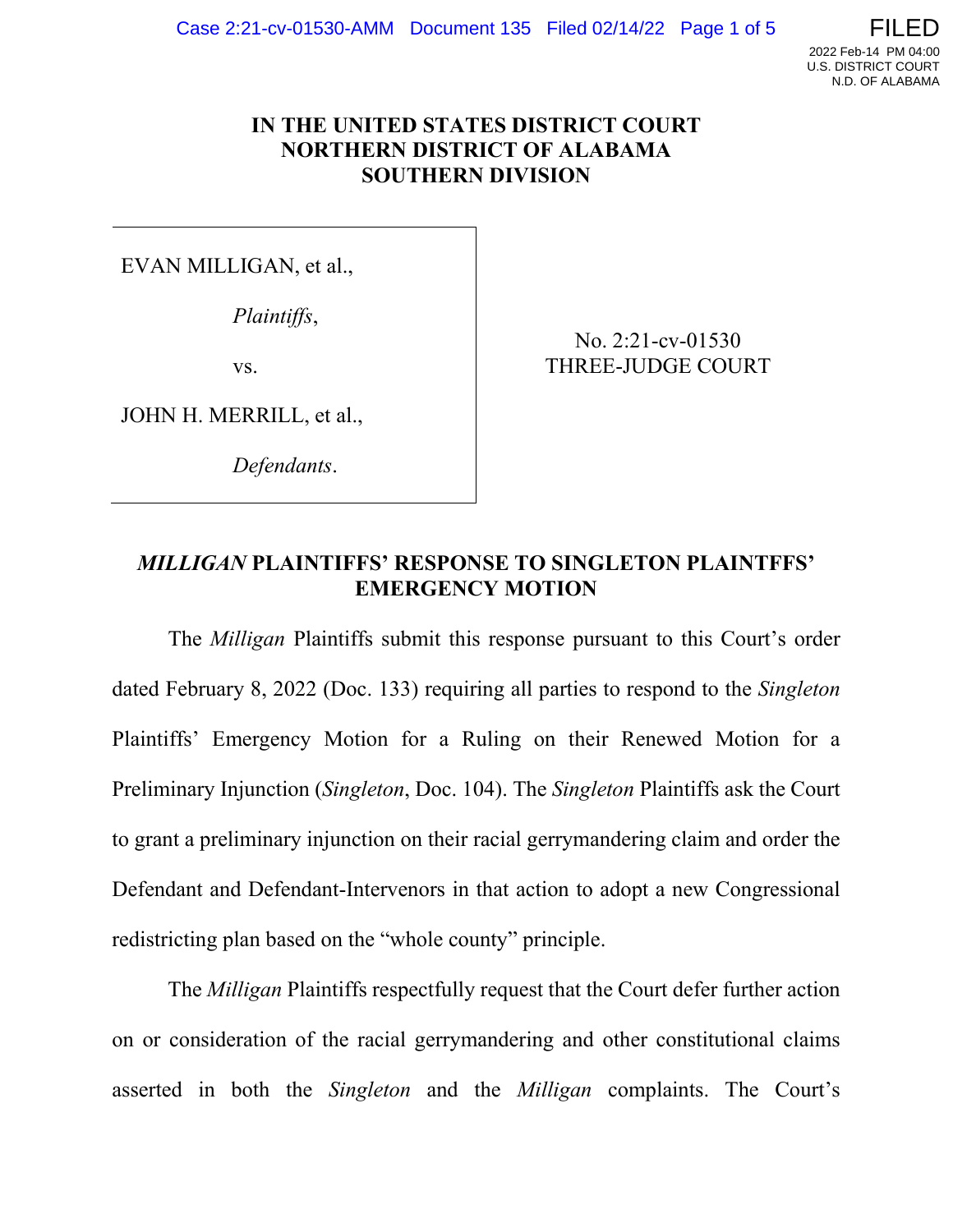# IN THE UNITED STATES DISTRICT COURT
# NORTHERN DISTRICT OF ALABAMA
# SOUTHERN DIVISION

EVAN MILLIGAN, et al.,

*Plaintiffs*,

vs.

JOHN H. MERRILL, et al.,

*Defendants*.

No. 2:21-cv-01530
THREE-JUDGE COURT

## *MILLIGAN* PLAINTIFFS' RESPONSE TO SINGLETON PLAINTFFS' EMERGENCY MOTION

The *Milligan* Plaintiffs submit this response pursuant to this Court's order dated February 8, 2022 (Doc. 133) requiring all parties to respond to the *Singleton* Plaintiffs' Emergency Motion for a Ruling on their Renewed Motion for a Preliminary Injunction (*Singleton*, Doc. 104). The *Singleton* Plaintiffs ask the Court to grant a preliminary injunction on their racial gerrymandering claim and order the Defendant and Defendant-Intervenors in that action to adopt a new Congressional redistricting plan based on the "whole county" principle.

The *Milligan* Plaintiffs respectfully request that the Court defer further action on or consideration of the racial gerrymandering and other constitutional claims asserted in both the *Singleton* and the *Milligan* complaints. The Court's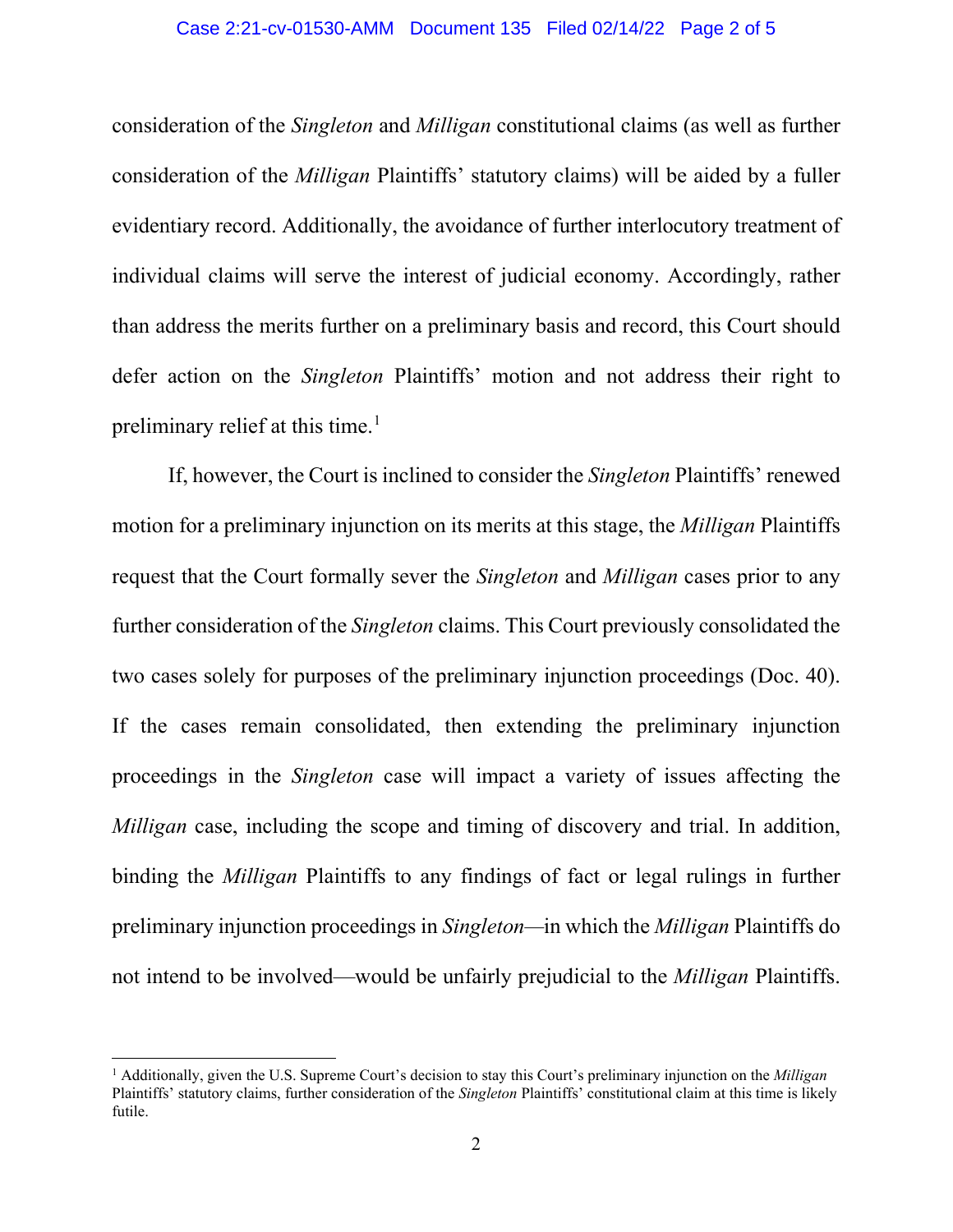consideration of the *Singleton* and *Milligan* constitutional claims (as well as further consideration of the *Milligan* Plaintiffs' statutory claims) will be aided by a fuller evidentiary record. Additionally, the avoidance of further interlocutory treatment of individual claims will serve the interest of judicial economy. Accordingly, rather than address the merits further on a preliminary basis and record, this Court should defer action on the *Singleton* Plaintiffs' motion and not address their right to preliminary relief at this time.[1]

If, however, the Court is inclined to consider the *Singleton* Plaintiffs' renewed motion for a preliminary injunction on its merits at this stage, the *Milligan* Plaintiffs request that the Court formally sever the *Singleton* and *Milligan* cases prior to any further consideration of the *Singleton* claims. This Court previously consolidated the two cases solely for purposes of the preliminary injunction proceedings (Doc. 40). If the cases remain consolidated, then extending the preliminary injunction proceedings in the *Singleton* case will impact a variety of issues affecting the *Milligan* case, including the scope and timing of discovery and trial. In addition, binding the *Milligan* Plaintiffs to any findings of fact or legal rulings in further preliminary injunction proceedings in *Singleton*—in which the *Milligan* Plaintiffs do not intend to be involved—would be unfairly prejudicial to the *Milligan* Plaintiffs.

---

[1] Additionally, given the U.S. Supreme Court's decision to stay this Court's preliminary injunction on the *Milligan* Plaintiffs' statutory claims, further consideration of the *Singleton* Plaintiffs' constitutional claim at this time is likely futile.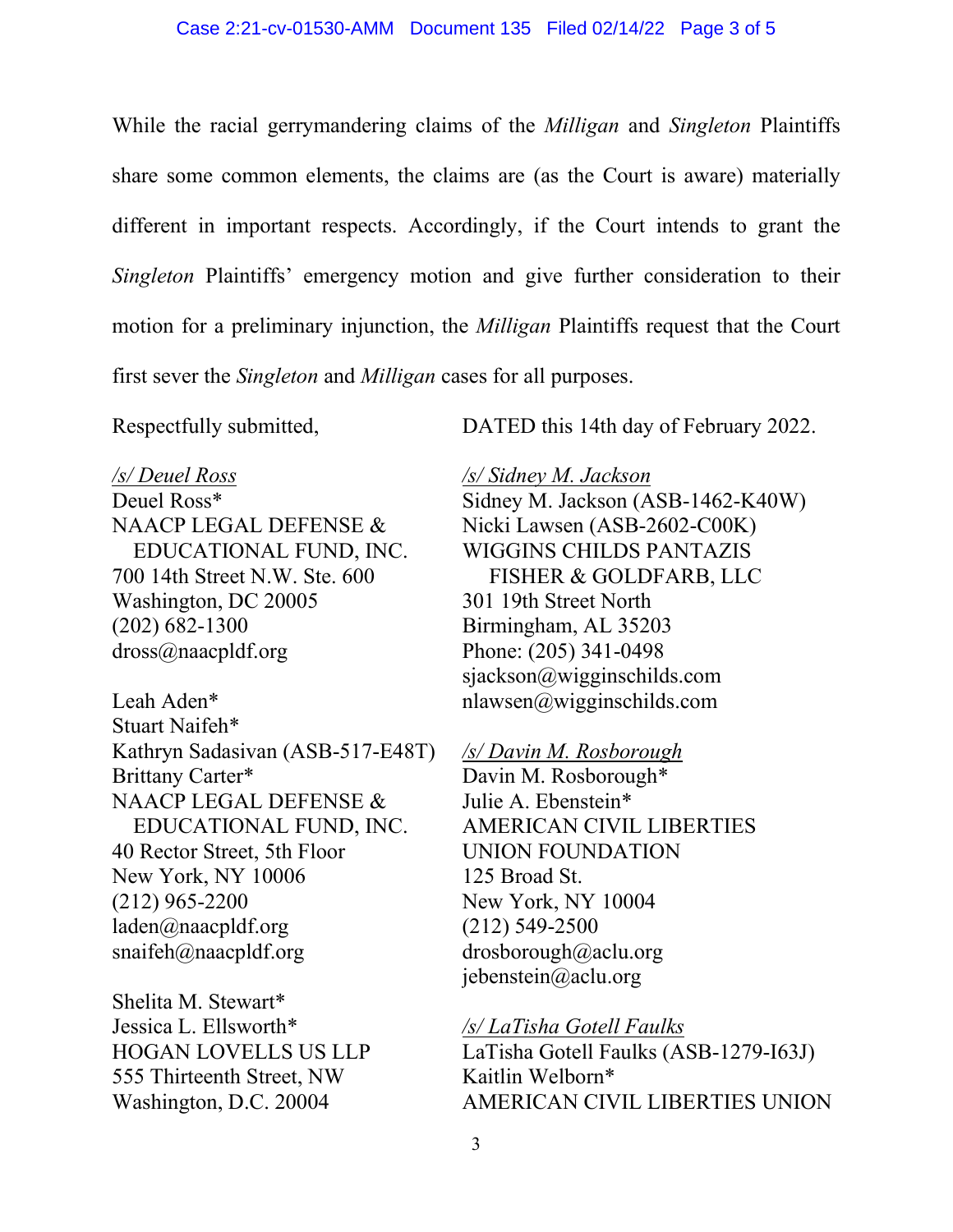While the racial gerrymandering claims of the *Milligan* and *Singleton* Plaintiffs share some common elements, the claims are (as the Court is aware) materially different in important respects. Accordingly, if the Court intends to grant the *Singleton* Plaintiffs' emergency motion and give further consideration to their motion for a preliminary injunction, the *Milligan* Plaintiffs request that the Court first sever the *Singleton* and *Milligan* cases for all purposes.

Respectfully submitted,

DATED this 14th day of February 2022.

/s/ Deuel Ross
Deuel Ross*
NAACP LEGAL DEFENSE &
EDUCATIONAL FUND, INC.
700 14th Street N.W. Ste. 600
Washington, DC 20005
(202) 682-1300
dross@naacpldf.org

Leah Aden*
Stuart Naifeh*
Kathryn Sadasivan (ASB-517-E48T)
Brittany Carter*
NAACP LEGAL DEFENSE &
EDUCATIONAL FUND, INC.
40 Rector Street, 5th Floor
New York, NY 10006
(212) 965-2200
laden@naacpldf.org
snaifeh@naacpldf.org

Shelita M. Stewart*
Jessica L. Ellsworth*
HOGAN LOVELLS US LLP
555 Thirteenth Street, NW
Washington, D.C. 20004

/s/ Sidney M. Jackson
Sidney M. Jackson (ASB-1462-K40W)
Nicki Lawsen (ASB-2602-C00K)
WIGGINS CHILDS PANTAZIS
FISHER & GOLDFARB, LLC
301 19th Street North
Birmingham, AL 35203
Phone: (205) 341-0498
sjackson@wigginschilds.com
nlawsen@wigginschilds.com

/s/ Davin M. Rosborough
Davin M. Rosborough*
Julie A. Ebenstein*
AMERICAN CIVIL LIBERTIES
UNION FOUNDATION
125 Broad St.
New York, NY 10004
(212) 549-2500
drosborough@aclu.org
jebenstein@aclu.org

/s/ LaTisha Gotell Faulks
LaTisha Gotell Faulks (ASB-1279-I63J)
Kaitlin Welborn*
AMERICAN CIVIL LIBERTIES UNION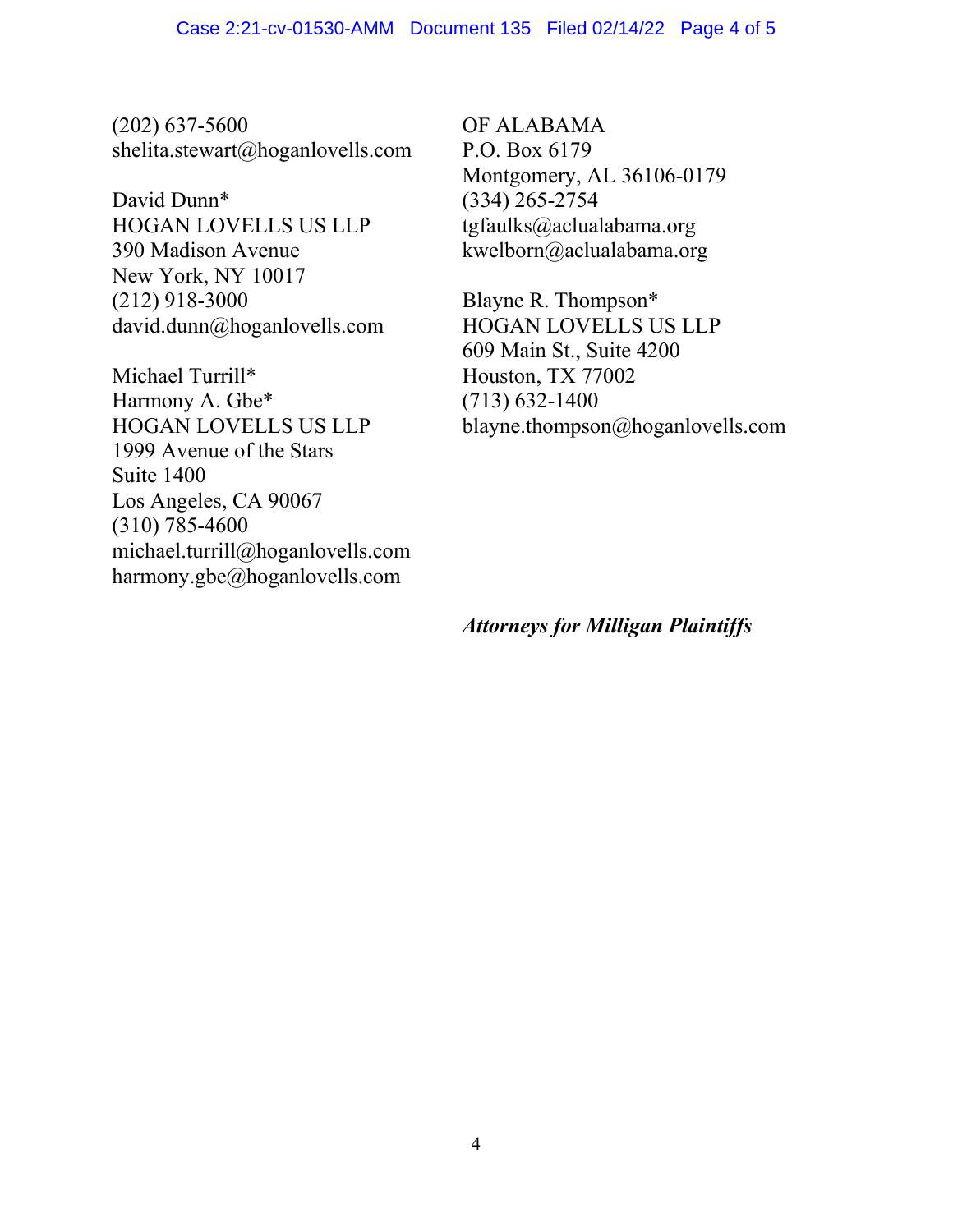(202) 637-5600
shelita.stewart@hoganlovells.com

David Dunn*
HOGAN LOVELLS US LLP
390 Madison Avenue
New York, NY 10017
(212) 918-3000
david.dunn@hoganlovells.com

Michael Turrill*
Harmony A. Gbe*
HOGAN LOVELLS US LLP
1999 Avenue of the Stars
Suite 1400
Los Angeles, CA 90067
(310) 785-4600
michael.turrill@hoganlovells.com
harmony.gbe@hoganlovells.com

OF ALABAMA
P.O. Box 6179
Montgomery, AL 36106-0179
(334) 265-2754
tgfaulks@aclualabama.org
kwelborn@aclualabama.org

Blayne R. Thompson*
HOGAN LOVELLS US LLP
609 Main St., Suite 4200
Houston, TX 77002
(713) 632-1400
blayne.thompson@hoganlovells.com

***Attorneys for Milligan Plaintiffs***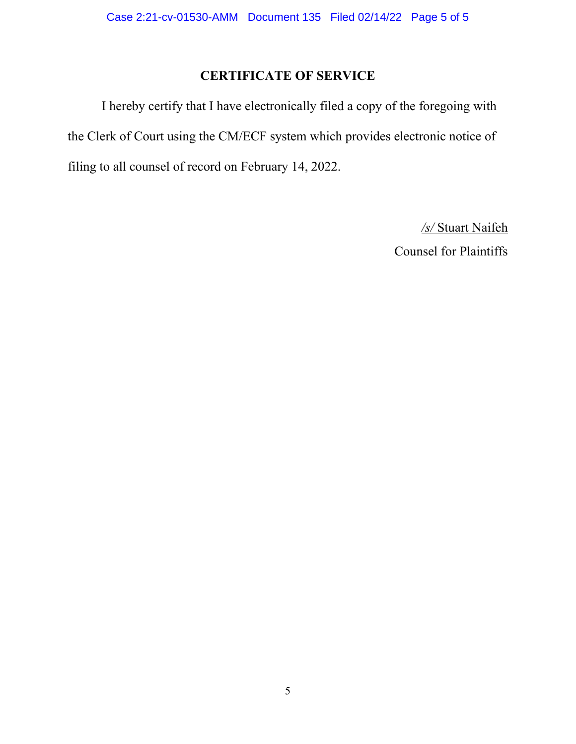## CERTIFICATE OF SERVICE

I hereby certify that I have electronically filed a copy of the foregoing with the Clerk of Court using the CM/ECF system which provides electronic notice of filing to all counsel of record on February 14, 2022.

*/s/* Stuart Naifeh
Counsel for Plaintiffs